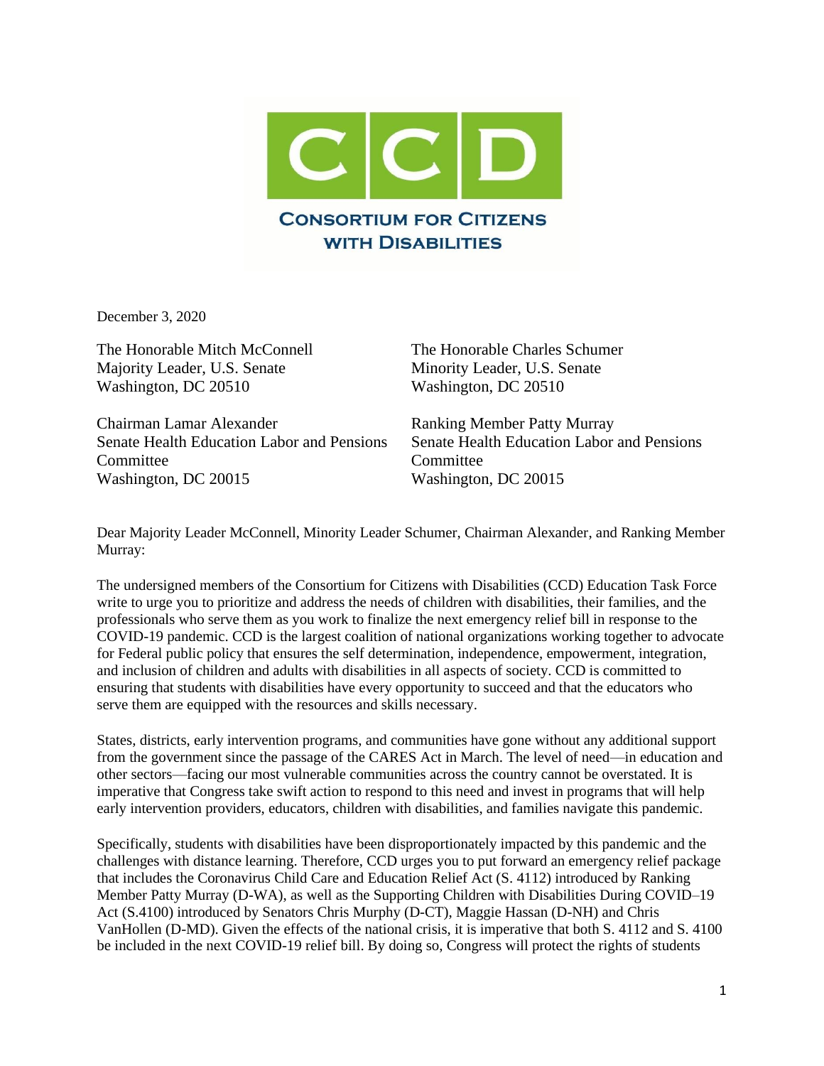**CCD**

**CONSORTIUM FOR CITIZENS WITH DISABILITIES**

December 3, 2020

The Honorable Mitch McConnell
Majority Leader, U.S. Senate
Washington, DC 20510

The Honorable Charles Schumer
Minority Leader, U.S. Senate
Washington, DC 20510

Chairman Lamar Alexander
Senate Health Education Labor and Pensions Committee
Washington, DC 20015

Ranking Member Patty Murray
Senate Health Education Labor and Pensions Committee
Washington, DC 20015

Dear Majority Leader McConnell, Minority Leader Schumer, Chairman Alexander, and Ranking Member Murray:

The undersigned members of the Consortium for Citizens with Disabilities (CCD) Education Task Force write to urge you to prioritize and address the needs of children with disabilities, their families, and the professionals who serve them as you work to finalize the next emergency relief bill in response to the COVID-19 pandemic. CCD is the largest coalition of national organizations working together to advocate for Federal public policy that ensures the self determination, independence, empowerment, integration, and inclusion of children and adults with disabilities in all aspects of society. CCD is committed to ensuring that students with disabilities have every opportunity to succeed and that the educators who serve them are equipped with the resources and skills necessary.

States, districts, early intervention programs, and communities have gone without any additional support from the government since the passage of the CARES Act in March. The level of need—in education and other sectors—facing our most vulnerable communities across the country cannot be overstated. It is imperative that Congress take swift action to respond to this need and invest in programs that will help early intervention providers, educators, children with disabilities, and families navigate this pandemic.

Specifically, students with disabilities have been disproportionately impacted by this pandemic and the challenges with distance learning. Therefore, CCD urges you to put forward an emergency relief package that includes the Coronavirus Child Care and Education Relief Act (S. 4112) introduced by Ranking Member Patty Murray (D-WA), as well as the Supporting Children with Disabilities During COVID–19 Act (S.4100) introduced by Senators Chris Murphy (D-CT), Maggie Hassan (D-NH) and Chris VanHollen (D-MD). Given the effects of the national crisis, it is imperative that both S. 4112 and S. 4100 be included in the next COVID-19 relief bill. By doing so, Congress will protect the rights of students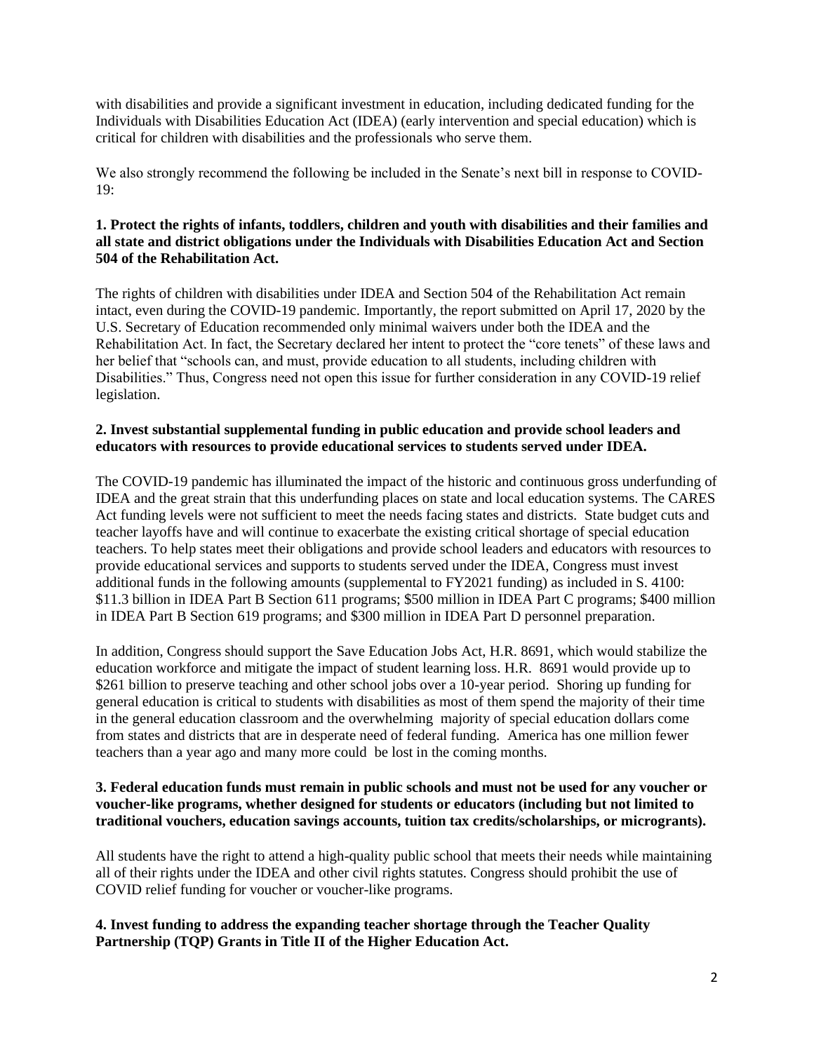with disabilities and provide a significant investment in education, including dedicated funding for the Individuals with Disabilities Education Act (IDEA) (early intervention and special education) which is critical for children with disabilities and the professionals who serve them.

We also strongly recommend the following be included in the Senate's next bill in response to COVID-19:

**1. Protect the rights of infants, toddlers, children and youth with disabilities and their families and all state and district obligations under the Individuals with Disabilities Education Act and Section 504 of the Rehabilitation Act.**

The rights of children with disabilities under IDEA and Section 504 of the Rehabilitation Act remain intact, even during the COVID-19 pandemic. Importantly, the report submitted on April 17, 2020 by the U.S. Secretary of Education recommended only minimal waivers under both the IDEA and the Rehabilitation Act. In fact, the Secretary declared her intent to protect the "core tenets" of these laws and her belief that "schools can, and must, provide education to all students, including children with Disabilities." Thus, Congress need not open this issue for further consideration in any COVID-19 relief legislation.

**2. Invest substantial supplemental funding in public education and provide school leaders and educators with resources to provide educational services to students served under IDEA.**

The COVID-19 pandemic has illuminated the impact of the historic and continuous gross underfunding of IDEA and the great strain that this underfunding places on state and local education systems. The CARES Act funding levels were not sufficient to meet the needs facing states and districts. State budget cuts and teacher layoffs have and will continue to exacerbate the existing critical shortage of special education teachers. To help states meet their obligations and provide school leaders and educators with resources to provide educational services and supports to students served under the IDEA, Congress must invest additional funds in the following amounts (supplemental to FY2021 funding) as included in S. 4100: $11.3 billion in IDEA Part B Section 611 programs; $500 million in IDEA Part C programs; $400 million in IDEA Part B Section 619 programs; and $300 million in IDEA Part D personnel preparation.

In addition, Congress should support the Save Education Jobs Act, H.R. 8691, which would stabilize the education workforce and mitigate the impact of student learning loss. H.R. 8691 would provide up to $261 billion to preserve teaching and other school jobs over a 10-year period. Shoring up funding for general education is critical to students with disabilities as most of them spend the majority of their time in the general education classroom and the overwhelming majority of special education dollars come from states and districts that are in desperate need of federal funding. America has one million fewer teachers than a year ago and many more could be lost in the coming months.

**3. Federal education funds must remain in public schools and must not be used for any voucher or voucher-like programs, whether designed for students or educators (including but not limited to traditional vouchers, education savings accounts, tuition tax credits/scholarships, or microgrants).**

All students have the right to attend a high-quality public school that meets their needs while maintaining all of their rights under the IDEA and other civil rights statutes. Congress should prohibit the use of COVID relief funding for voucher or voucher-like programs.

**4. Invest funding to address the expanding teacher shortage through the Teacher Quality Partnership (TQP) Grants in Title II of the Higher Education Act.**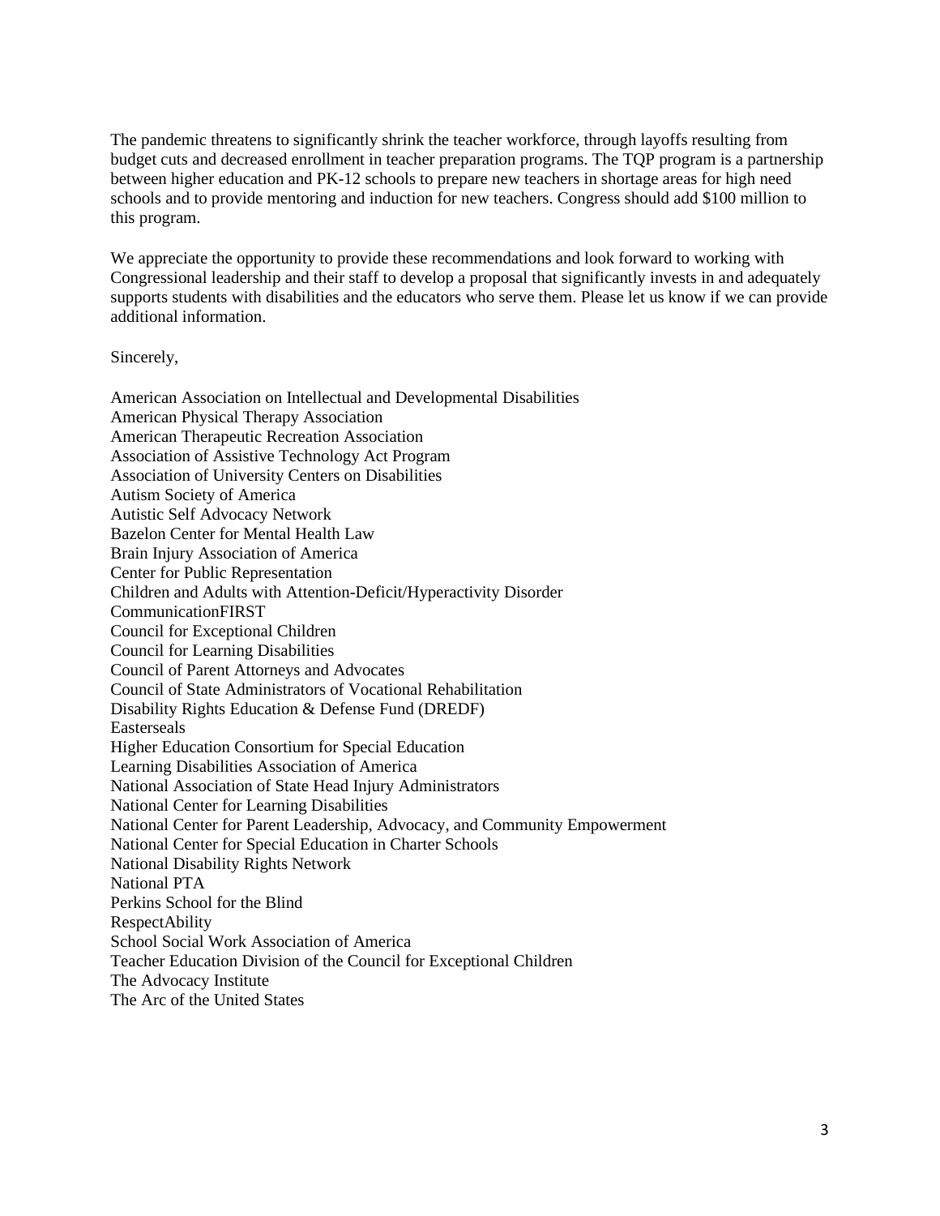The pandemic threatens to significantly shrink the teacher workforce, through layoffs resulting from budget cuts and decreased enrollment in teacher preparation programs. The TQP program is a partnership between higher education and PK-12 schools to prepare new teachers in shortage areas for high need schools and to provide mentoring and induction for new teachers. Congress should add $100 million to this program.

We appreciate the opportunity to provide these recommendations and look forward to working with Congressional leadership and their staff to develop a proposal that significantly invests in and adequately supports students with disabilities and the educators who serve them. Please let us know if we can provide additional information.

Sincerely,

American Association on Intellectual and Developmental Disabilities
American Physical Therapy Association
American Therapeutic Recreation Association
Association of Assistive Technology Act Program
Association of University Centers on Disabilities
Autism Society of America
Autistic Self Advocacy Network
Bazelon Center for Mental Health Law
Brain Injury Association of America
Center for Public Representation
Children and Adults with Attention-Deficit/Hyperactivity Disorder
CommunicationFIRST
Council for Exceptional Children
Council for Learning Disabilities
Council of Parent Attorneys and Advocates
Council of State Administrators of Vocational Rehabilitation
Disability Rights Education & Defense Fund (DREDF)
Easterseals
Higher Education Consortium for Special Education
Learning Disabilities Association of America
National Association of State Head Injury Administrators
National Center for Learning Disabilities
National Center for Parent Leadership, Advocacy, and Community Empowerment
National Center for Special Education in Charter Schools
National Disability Rights Network
National PTA
Perkins School for the Blind
RespectAbility
School Social Work Association of America
Teacher Education Division of the Council for Exceptional Children
The Advocacy Institute
The Arc of the United States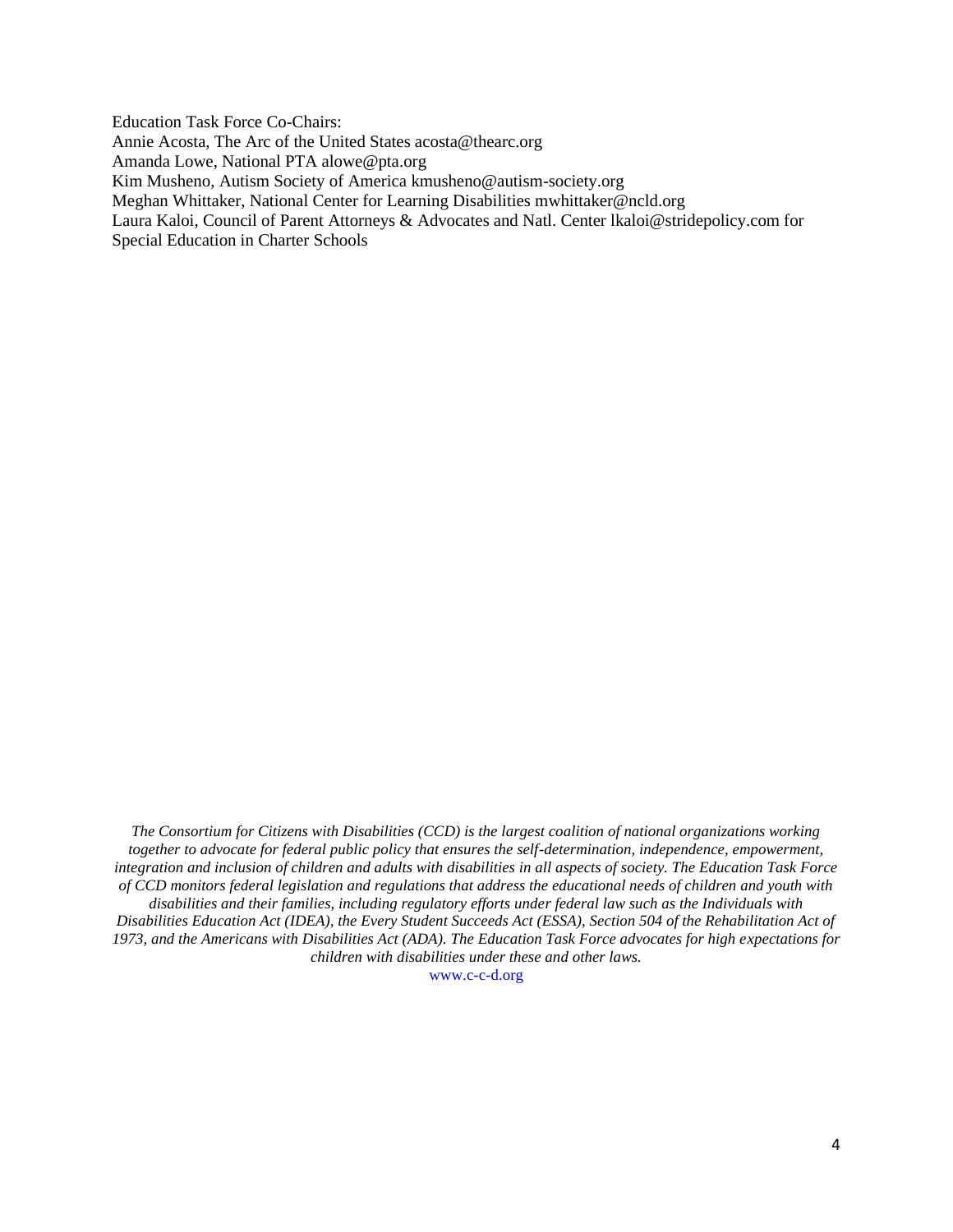Education Task Force Co-Chairs:
Annie Acosta, The Arc of the United States acosta@thearc.org
Amanda Lowe, National PTA alowe@pta.org
Kim Musheno, Autism Society of America kmusheno@autism-society.org
Meghan Whittaker, National Center for Learning Disabilities mwhittaker@ncld.org
Laura Kaloi, Council of Parent Attorneys & Advocates and Natl. Center lkaloi@stridepolicy.com for Special Education in Charter Schools

*The Consortium for Citizens with Disabilities (CCD) is the largest coalition of national organizations working together to advocate for federal public policy that ensures the self-determination, independence, empowerment, integration and inclusion of children and adults with disabilities in all aspects of society. The Education Task Force of CCD monitors federal legislation and regulations that address the educational needs of children and youth with disabilities and their families, including regulatory efforts under federal law such as the Individuals with Disabilities Education Act (IDEA), the Every Student Succeeds Act (ESSA), Section 504 of the Rehabilitation Act of 1973, and the Americans with Disabilities Act (ADA). The Education Task Force advocates for high expectations for children with disabilities under these and other laws.*

www.c-c-d.org